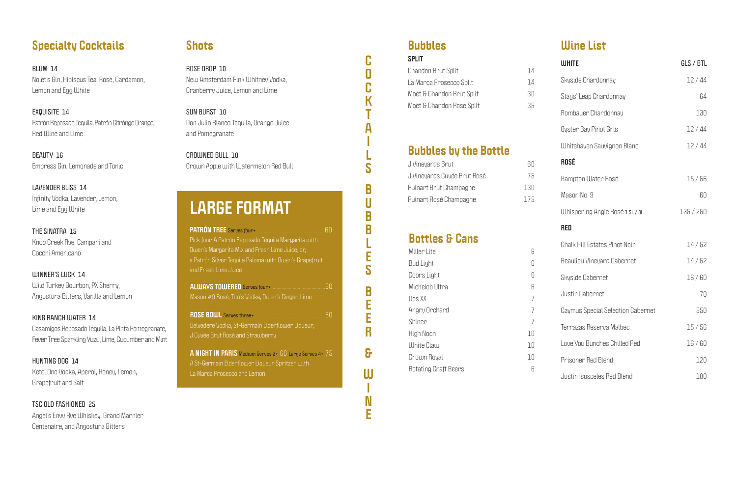## Specialty Cocktails

**BLÜM** 14
Nolet's Gin, Hibiscus Tea, Rose, Cardamon, Lemon and Egg White

**EXQUISITE** 14
Patrón Reposado Tequila, Patrón Citrónge Orange, Red Wine and Lime

**BEAUTY** 16
Empress Gin, Lemonade and Tonic

**LAVENDER BLISS** 14
Infinity Vodka, Lavender, Lemon, Lime and Egg White

**THE SINATRA** 15
Knob Creek Rye, Campari and Cocchi Americano

**WINNER'S LUCK** 14
Wild Turkey Bourbon, PX Sherry, Angostura Bitters, Vanilla and Lemon

**KING RANCH WATER** 14
Casamigos Reposado Tequila, La Pinta Pomegranate, Fever Tree Sparkling Yuzu, Lime, Cucumber and Mint

**HUNTING DOG** 14
Ketel One Vodka, Aperol, Honey, Lemon, Grapefruit and Salt

**TSC OLD FASHIONED** 25
Angel's Envy Rye Whiskey, Grand Marnier Centenaire, and Angostura Bitters

## Shots

**ROSE DROP** 10
New Amsterdam Pink Whitney Vodka, Cranberry Juice, Lemon and Lime

**SUN BURST** 10
Don Julio Blanco Tequila, Orange Juice and Pomegranate

**CROWNED BULL** 10
Crown Apple with Watermelon Red Bull

## LARGE FORMAT

**PATRÓN TREE** Serves four+ ........ 60
Pick four A Patrón Reposado Tequila Margarita with Owen's Margarita Mix and Fresh Lime Juice, or, a Patrón Silver Tequila Paloma with Owen's Grapefruit and Fresh Lime Juice

**ALWAYS TOWERED** Serves four+ ........ 60
Mason #9 Rosé, Tito's Vodka, Owen's Ginger, Lime

**ROSE BOWL** Serves three+ ........ 60
Belvedere Vodka, St-Germain Elderflower Liqueur, J Cuvée Brut Rosé and Strawberry

**A NIGHT IN PARIS** Medium Serves 3+ 60 Large Serves 4+ 75
A St-Germain Elderflower Liqueur Spritzer with La Marca Prosecco and Lemon

COCKTAILS BUBBLES BEER & WINE

## Bubbles

| SPLIT | |
|---|---|
| Chandon Brut Split | 14 |
| La Marca Prosecco Split | 14 |
| Moët & Chandon Brut Split | 30 |
| Moët & Chandon Rose Split | 35 |

## Bubbles by the Bottle

| | |
|---|---|
| J Vineyards Brut | 60 |
| J Vineyards Cuvée Brut Rosé | 75 |
| Ruinart Brut Champagne | 130 |
| Ruinart Rosé Champagne | 175 |

## Bottles & Cans

| | |
|---|---|
| Miller Lite | 6 |
| Bud Light | 6 |
| Coors Light | 6 |
| Michelob Ultra | 6 |
| Dos XX | 7 |
| Angry Orchard | 7 |
| Shiner | 7 |
| High Noon | 10 |
| White Claw | 10 |
| Crown Royal | 10 |
| Rotating Craft Beers | 6 |

## Wine List

| WHITE | GLS / BTL |
|---|---|
| Skyside Chardonnay | 12 / 44 |
| Stags' Leap Chardonnay | 64 |
| Rombauer Chardonnay | 130 |
| Oyster Bay Pinot Gris | 12 / 44 |
| Whitehaven Sauvignon Blanc | 12 / 44 |
| **ROSÉ** | |
| Hampton Water Rosé | 15 / 56 |
| Mason No. 9 | 60 |
| Whispering Angle Rosé 1.5L / 3L | 135 / 250 |
| **RED** | |
| Chalk Hill Estates Pinot Noir | 14 / 52 |
| Beaulieu Vineyard Cabernet | 14 / 52 |
| Skyside Cabernet | 16 / 60 |
| Justin Cabernet | 70 |
| Caymus Special Selection Cabernet | 550 |
| Terrazas Reserva Malbec | 15 / 56 |
| Love You Bunches Chilled Red | 16 / 60 |
| Prisoner Red Blend | 120 |
| Justin Isosceles Red Blend | 180 |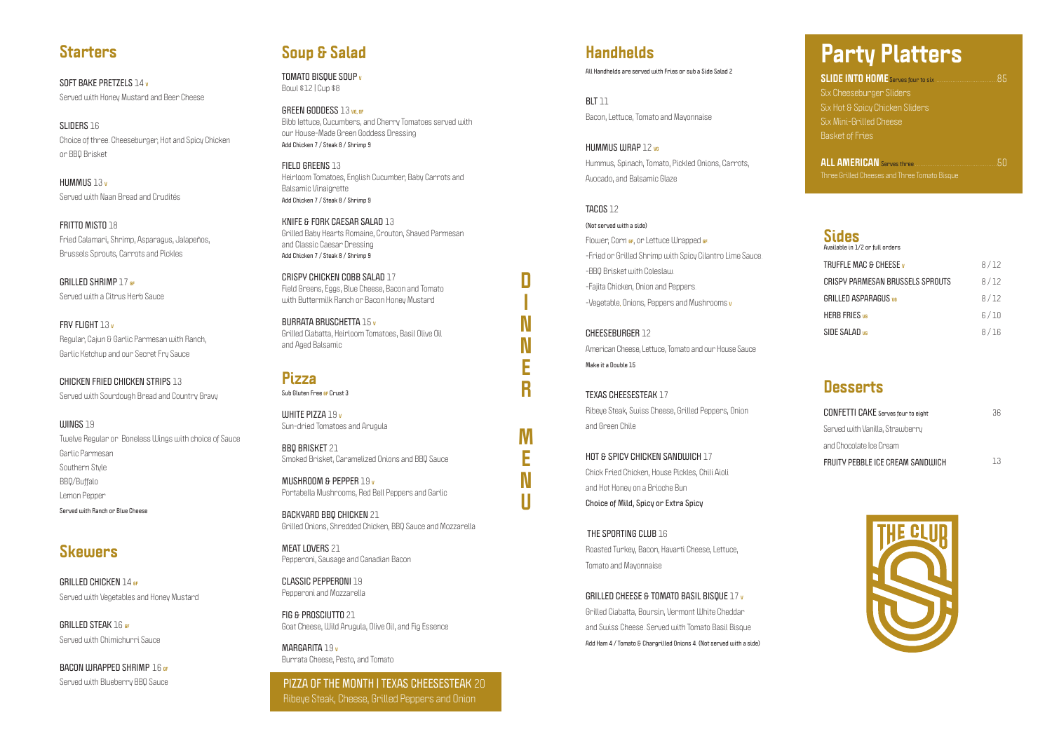## Starters

**SOFT BAKE PRETZELS** 14 V
Served with Honey Mustard and Beer Cheese

**SLIDERS** 16
Choice of three: Cheeseburger, Hot and Spicy Chicken or BBQ Brisket

**HUMMUS** 13 V
Served with Naan Bread and Crudités

**FRITTO MISTO** 18
Fried Calamari, Shrimp, Asparagus, Jalapeños, Brussels Sprouts, Carrots and Pickles

**GRILLED SHRIMP** 17 GF
Served with a Citrus Herb Sauce

**FRY FLIGHT** 13 V
Regular, Cajun & Garlic Parmesan with Ranch, Garlic Ketchup and our Secret Fry Sauce

**CHICKEN FRIED CHICKEN STRIPS** 13
Served with Sourdough Bread and Country Gravy

**WINGS** 19
Twelve Regular or Boneless Wings with choice of Sauce
- Garlic Parmesan
- Southern Style
- BBQ/Buffalo
- Lemon Pepper

Served with Ranch or Blue Cheese

## Skewers

**GRILLED CHICKEN** 14 GF
Served with Vegetables and Honey Mustard

**GRILLED STEAK** 16 GF
Served with Chimichurri Sauce

**BACON WRAPPED SHRIMP** 16 GF
Served with Blueberry BBQ Sauce

## Soup & Salad

**TOMATO BISQUE SOUP** V
Bowl $12 | Cup $8

**GREEN GODDESS** 13 VG, GF
Bibb lettuce, Cucumbers, and Cherry Tomatoes served with our House-Made Green Goddess Dressing
Add Chicken 7 / Steak 8 / Shrimp 9

**FIELD GREENS** 13
Heirloom Tomatoes, English Cucumber, Baby Carrots and Balsamic Vinaigrette
Add Chicken 7 / Steak 8 / Shrimp 9

**KNIFE & FORK CAESAR SALAD** 13
Grilled Baby Hearts Romaine, Crouton, Shaved Parmesan and Classic Caesar Dressing
Add Chicken 7 / Steak 8 / Shrimp 9

**CRISPY CHICKEN COBB SALAD** 17
Field Greens, Eggs, Blue Cheese, Bacon and Tomato with Buttermilk Ranch or Bacon Honey Mustard

**BURRATA BRUSCHETTA** 15 V
Grilled Ciabatta, Heirloom Tomatoes, Basil Olive Oil and Aged Balsamic

## Pizza

Sub Gluten Free GF Crust 3

**WHITE PIZZA** 19 V
Sun-dried Tomatoes and Arugula

**BBQ BRISKET** 21
Smoked Brisket, Caramelized Onions and BBQ Sauce

**MUSHROOM & PEPPER** 19 V
Portabella Mushrooms, Red Bell Peppers and Garlic

**BACKYARD BBQ CHICKEN** 21
Grilled Onions, Shredded Chicken, BBQ Sauce and Mozzarella

**MEAT LOVERS** 21
Pepperoni, Sausage and Canadian Bacon

**CLASSIC PEPPERONI** 19
Pepperoni and Mozzarella

**FIG & PROSCIUTTO** 21
Goat Cheese, Wild Arugula, Olive Oil, and Fig Essence

**MARGARITA** 19 V
Burrata Cheese, Pesto, and Tomato

**PIZZA OF THE MONTH | TEXAS CHEESESTEAK** 20
Ribeye Steak, Cheese, Grilled Peppers and Onion

# DINNER MENU

## Handhelds

All Handhelds are served with Fries or sub a Side Salad 2

**BLT** 11
Bacon, Lettuce, Tomato and Mayonnaise

**HUMMUS WRAP** 12 VG
Hummus, Spinach, Tomato, Pickled Onions, Carrots, Avocado, and Balsamic Glaze

**TACOS** 12
(Not served with a side)
Flower, Corn GF, or Lettuce Wrapped GF
- Fried or Grilled Shrimp with Spicy Cilantro Lime Sauce
- BBQ Brisket with Coleslaw
- Fajita Chicken, Onion and Peppers
- Vegetable, Onions, Peppers and Mushrooms V

**CHEESEBURGER** 12
American Cheese, Lettuce, Tomato and our House Sauce
Make it a Double 15

**TEXAS CHEESESTEAK** 17
Ribeye Steak, Swiss Cheese, Grilled Peppers, Onion and Green Chile

**HOT & SPICY CHICKEN SANDWICH** 17
Chick Fried Chicken, House Pickles, Chili Aioli and Hot Honey on a Brioche Bun
Choice of Mild, Spicy or Extra Spicy

**THE SPORTING CLUB** 16
Roasted Turkey, Bacon, Havarti Cheese, Lettuce, Tomato and Mayonnaise

**GRILLED CHEESE & TOMATO BASIL BISQUE** 17 V
Grilled Ciabatta, Boursin, Vermont White Cheddar and Swiss Cheese. Served with Tomato Basil Bisque
Add Ham 4 / Tomato & Chargrilled Onions 4. (Not served with a side)

## Party Platters

**SLIDE INTO HOME** Serves four to six ........ 85
Six Cheeseburger Sliders
Six Hot & Spicy Chicken Sliders
Six Mini-Grilled Cheese
Basket of Fries

**ALL AMERICAN** Serves three ........ 50
Three Grilled Cheeses and Three Tomato Bisque

## Sides

Available in 1/2 or full orders

| | |
|---|---|
| TRUFFLE MAC & CHEESE V | 8 / 12 |
| CRISPY PARMESAN BRUSSELS SPROUTS | 8 / 12 |
| GRILLED ASPARAGUS VG | 8 / 12 |
| HERB FRIES VG | 6 / 10 |
| SIDE SALAD VG | 8 / 16 |

## Desserts

**CONFETTI CAKE** Serves four to eight — 36
Served with Vanilla, Strawberry and Chocolate Ice Cream

**FRUITY PEBBLE ICE CREAM SANDWICH** — 13

THE CLUB